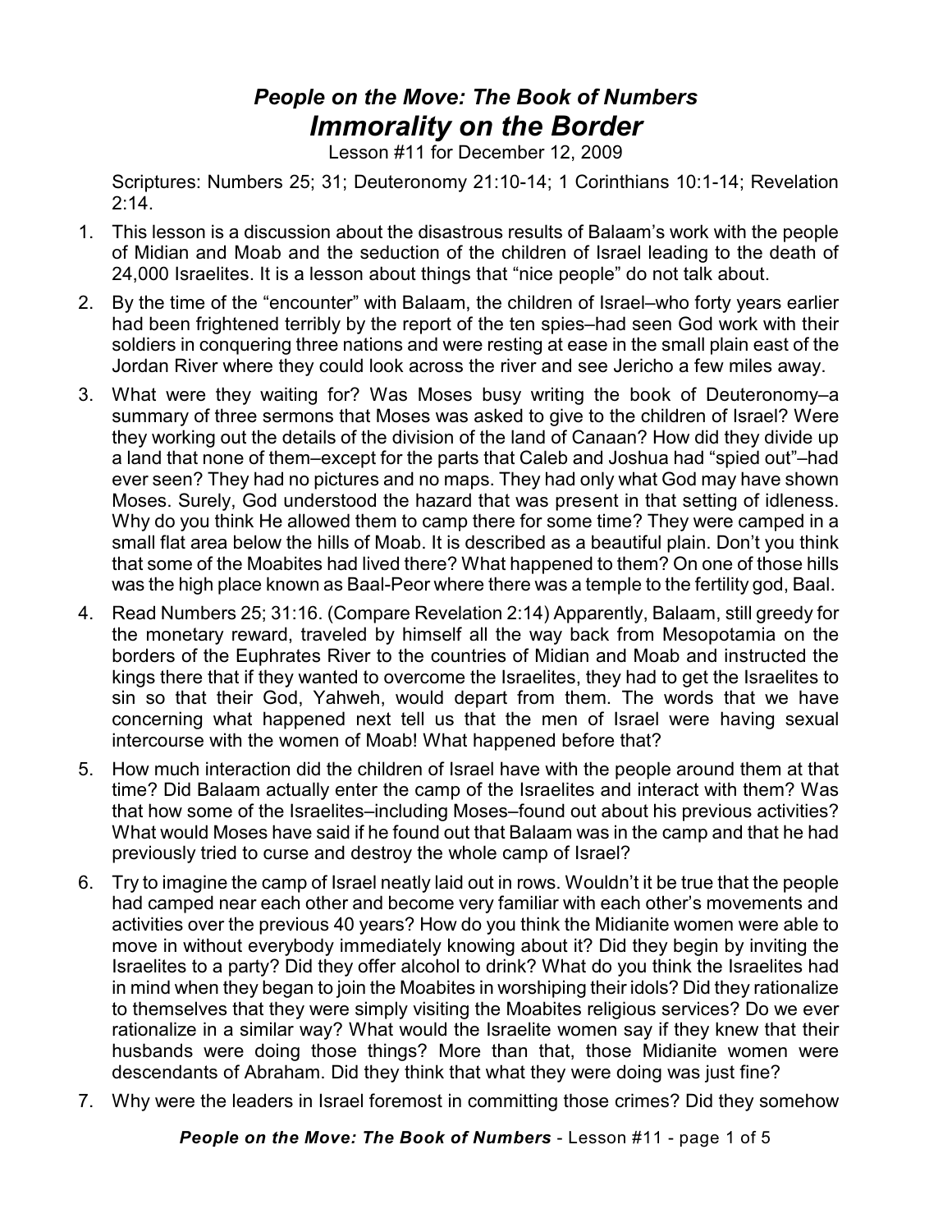## *People on the Move: The Book of Numbers*

# *Immorality on the Border*

Lesson #11 for December 12, 2009

Scriptures: Numbers 25; 31; Deuteronomy 21:10-14; 1 Corinthians 10:1-14; Revelation 2:14.

1. This lesson is a discussion about the disastrous results of Balaam's work with the people of Midian and Moab and the seduction of the children of Israel leading to the death of 24,000 Israelites. It is a lesson about things that "nice people" do not talk about.
2. By the time of the "encounter" with Balaam, the children of Israel–who forty years earlier had been frightened terribly by the report of the ten spies–had seen God work with their soldiers in conquering three nations and were resting at ease in the small plain east of the Jordan River where they could look across the river and see Jericho a few miles away.
3. What were they waiting for? Was Moses busy writing the book of Deuteronomy–a summary of three sermons that Moses was asked to give to the children of Israel? Were they working out the details of the division of the land of Canaan? How did they divide up a land that none of them–except for the parts that Caleb and Joshua had "spied out"–had ever seen? They had no pictures and no maps. They had only what God may have shown Moses. Surely, God understood the hazard that was present in that setting of idleness. Why do you think He allowed them to camp there for some time? They were camped in a small flat area below the hills of Moab. It is described as a beautiful plain. Don't you think that some of the Moabites had lived there? What happened to them? On one of those hills was the high place known as Baal-Peor where there was a temple to the fertility god, Baal.
4. Read Numbers 25; 31:16. (Compare Revelation 2:14) Apparently, Balaam, still greedy for the monetary reward, traveled by himself all the way back from Mesopotamia on the borders of the Euphrates River to the countries of Midian and Moab and instructed the kings there that if they wanted to overcome the Israelites, they had to get the Israelites to sin so that their God, Yahweh, would depart from them. The words that we have concerning what happened next tell us that the men of Israel were having sexual intercourse with the women of Moab! What happened before that?
5. How much interaction did the children of Israel have with the people around them at that time? Did Balaam actually enter the camp of the Israelites and interact with them? Was that how some of the Israelites–including Moses–found out about his previous activities? What would Moses have said if he found out that Balaam was in the camp and that he had previously tried to curse and destroy the whole camp of Israel?
6. Try to imagine the camp of Israel neatly laid out in rows. Wouldn't it be true that the people had camped near each other and become very familiar with each other's movements and activities over the previous 40 years? How do you think the Midianite women were able to move in without everybody immediately knowing about it? Did they begin by inviting the Israelites to a party? Did they offer alcohol to drink? What do you think the Israelites had in mind when they began to join the Moabites in worshiping their idols? Did they rationalize to themselves that they were simply visiting the Moabites religious services? Do we ever rationalize in a similar way? What would the Israelite women say if they knew that their husbands were doing those things? More than that, those Midianite women were descendants of Abraham. Did they think that what they were doing was just fine?
7. Why were the leaders in Israel foremost in committing those crimes? Did they somehow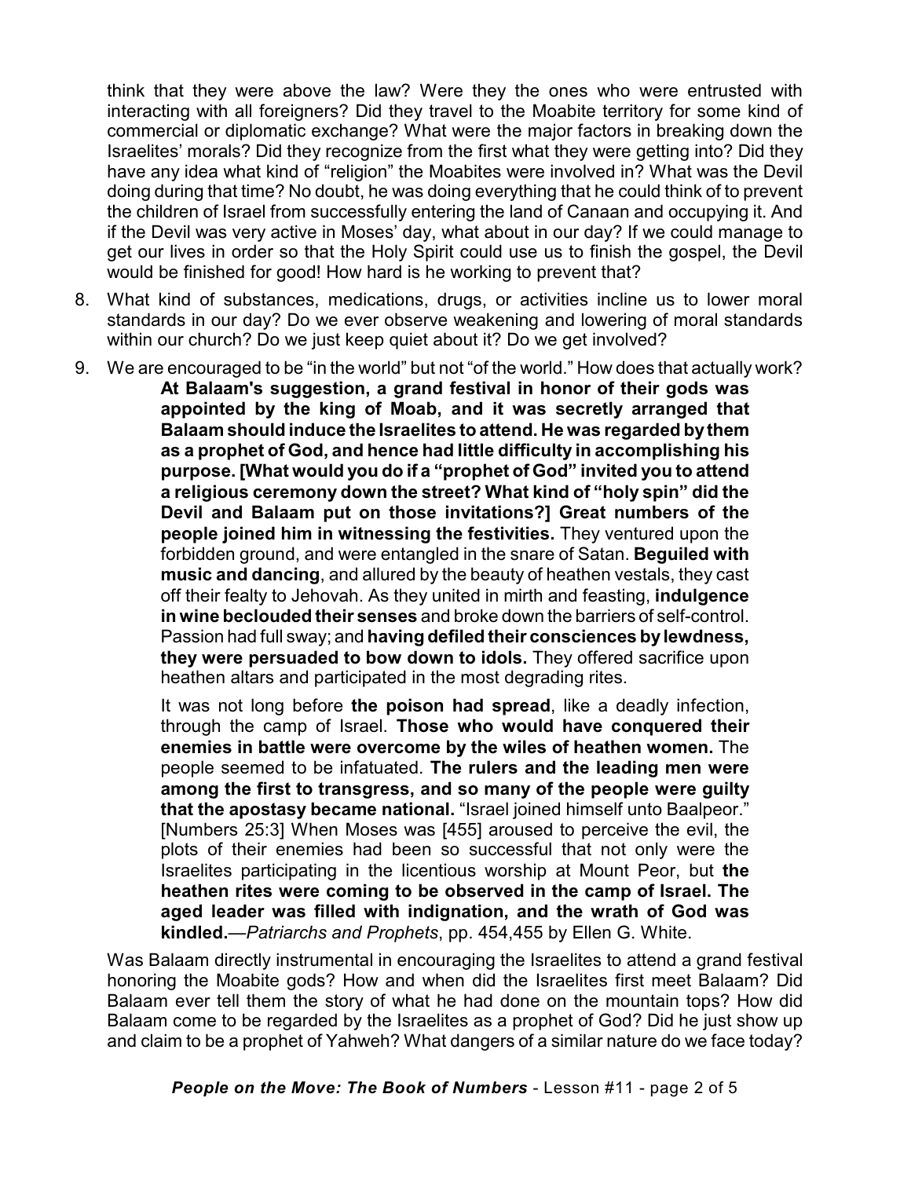think that they were above the law? Were they the ones who were entrusted with interacting with all foreigners? Did they travel to the Moabite territory for some kind of commercial or diplomatic exchange? What were the major factors in breaking down the Israelites' morals? Did they recognize from the first what they were getting into? Did they have any idea what kind of "religion" the Moabites were involved in? What was the Devil doing during that time? No doubt, he was doing everything that he could think of to prevent the children of Israel from successfully entering the land of Canaan and occupying it. And if the Devil was very active in Moses' day, what about in our day? If we could manage to get our lives in order so that the Holy Spirit could use us to finish the gospel, the Devil would be finished for good! How hard is he working to prevent that?

8. What kind of substances, medications, drugs, or activities incline us to lower moral standards in our day? Do we ever observe weakening and lowering of moral standards within our church? Do we just keep quiet about it? Do we get involved?

9. We are encouraged to be "in the world" but not "of the world." How does that actually work?

> **At Balaam's suggestion, a grand festival in honor of their gods was appointed by the king of Moab, and it was secretly arranged that Balaam should induce the Israelites to attend. He was regarded by them as a prophet of God, and hence had little difficulty in accomplishing his purpose. [What would you do if a "prophet of God" invited you to attend a religious ceremony down the street? What kind of "holy spin" did the Devil and Balaam put on those invitations?] Great numbers of the people joined him in witnessing the festivities.** They ventured upon the forbidden ground, and were entangled in the snare of Satan. **Beguiled with music and dancing**, and allured by the beauty of heathen vestals, they cast off their fealty to Jehovah. As they united in mirth and feasting, **indulgence in wine beclouded their senses** and broke down the barriers of self-control. Passion had full sway; and **having defiled their consciences by lewdness, they were persuaded to bow down to idols.** They offered sacrifice upon heathen altars and participated in the most degrading rites.
>
> It was not long before **the poison had spread**, like a deadly infection, through the camp of Israel. **Those who would have conquered their enemies in battle were overcome by the wiles of heathen women.** The people seemed to be infatuated. **The rulers and the leading men were among the first to transgress, and so many of the people were guilty that the apostasy became national.** "Israel joined himself unto Baalpeor." [Numbers 25:3] When Moses was [455] aroused to perceive the evil, the plots of their enemies had been so successful that not only were the Israelites participating in the licentious worship at Mount Peor, but **the heathen rites were coming to be observed in the camp of Israel. The aged leader was filled with indignation, and the wrath of God was kindled.**—*Patriarchs and Prophets*, pp. 454,455 by Ellen G. White.

Was Balaam directly instrumental in encouraging the Israelites to attend a grand festival honoring the Moabite gods? How and when did the Israelites first meet Balaam? Did Balaam ever tell them the story of what he had done on the mountain tops? How did Balaam come to be regarded by the Israelites as a prophet of God? Did he just show up and claim to be a prophet of Yahweh? What dangers of a similar nature do we face today?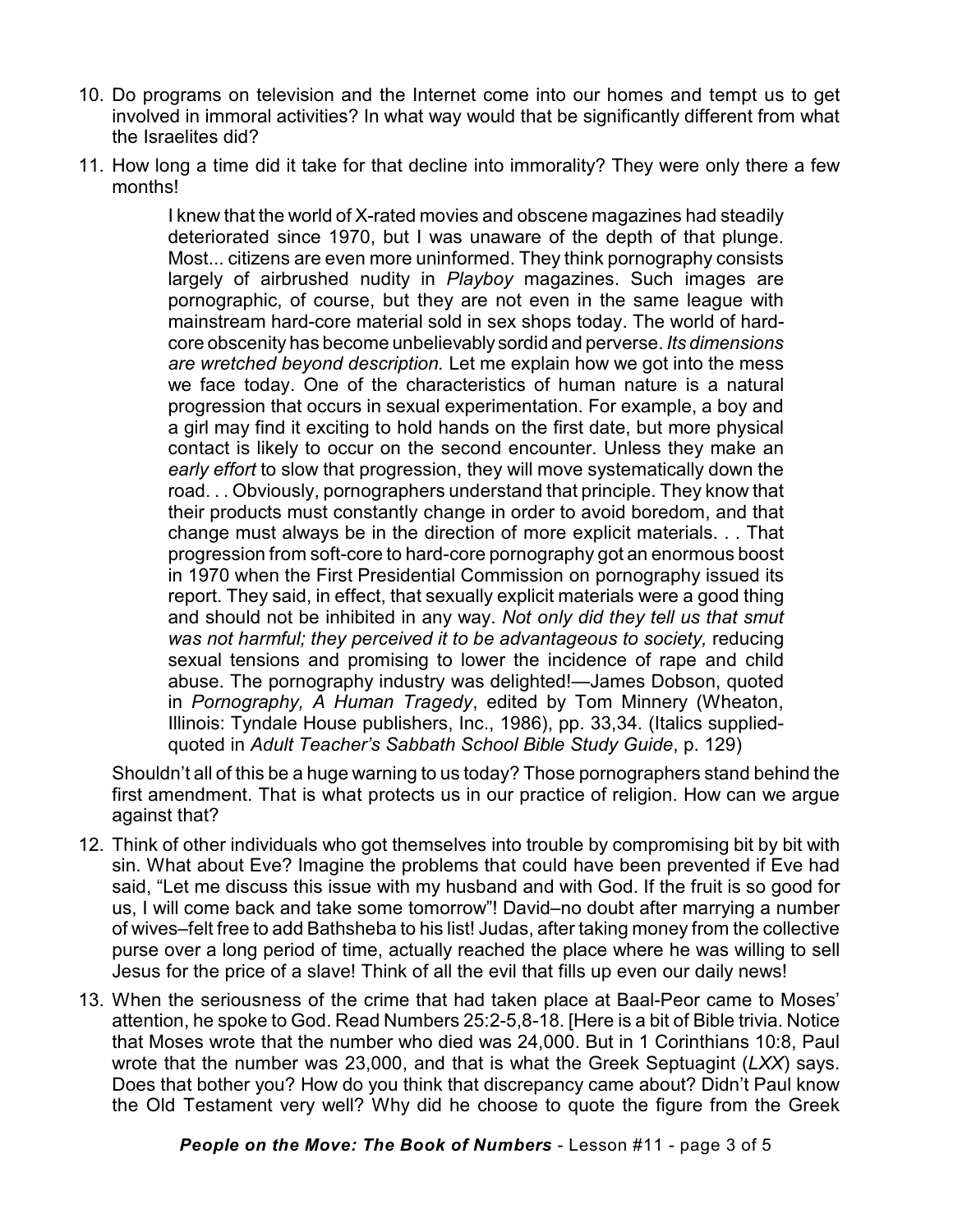10. Do programs on television and the Internet come into our homes and tempt us to get involved in immoral activities? In what way would that be significantly different from what the Israelites did?

11. How long a time did it take for that decline into immorality? They were only there a few months!

> I knew that the world of X-rated movies and obscene magazines had steadily deteriorated since 1970, but I was unaware of the depth of that plunge. Most... citizens are even more uninformed. They think pornography consists largely of airbrushed nudity in *Playboy* magazines. Such images are pornographic, of course, but they are not even in the same league with mainstream hard-core material sold in sex shops today. The world of hard-core obscenity has become unbelievably sordid and perverse. *Its dimensions are wretched beyond description.* Let me explain how we got into the mess we face today. One of the characteristics of human nature is a natural progression that occurs in sexual experimentation. For example, a boy and a girl may find it exciting to hold hands on the first date, but more physical contact is likely to occur on the second encounter. Unless they make an *early effort* to slow that progression, they will move systematically down the road. . . Obviously, pornographers understand that principle. They know that their products must constantly change in order to avoid boredom, and that change must always be in the direction of more explicit materials. . . That progression from soft-core to hard-core pornography got an enormous boost in 1970 when the First Presidential Commission on pornography issued its report. They said, in effect, that sexually explicit materials were a good thing and should not be inhibited in any way. *Not only did they tell us that smut was not harmful; they perceived it to be advantageous to society,* reducing sexual tensions and promising to lower the incidence of rape and child abuse. The pornography industry was delighted!—James Dobson, quoted in *Pornography, A Human Tragedy*, edited by Tom Minnery (Wheaton, Illinois: Tyndale House publishers, Inc., 1986), pp. 33,34. (Italics supplied-quoted in *Adult Teacher's Sabbath School Bible Study Guide*, p. 129)

Shouldn't all of this be a huge warning to us today? Those pornographers stand behind the first amendment. That is what protects us in our practice of religion. How can we argue against that?

12. Think of other individuals who got themselves into trouble by compromising bit by bit with sin. What about Eve? Imagine the problems that could have been prevented if Eve had said, "Let me discuss this issue with my husband and with God. If the fruit is so good for us, I will come back and take some tomorrow"! David–no doubt after marrying a number of wives–felt free to add Bathsheba to his list! Judas, after taking money from the collective purse over a long period of time, actually reached the place where he was willing to sell Jesus for the price of a slave! Think of all the evil that fills up even our daily news!

13. When the seriousness of the crime that had taken place at Baal-Peor came to Moses' attention, he spoke to God. Read Numbers 25:2-5,8-18. [Here is a bit of Bible trivia. Notice that Moses wrote that the number who died was 24,000. But in 1 Corinthians 10:8, Paul wrote that the number was 23,000, and that is what the Greek Septuagint (*LXX*) says. Does that bother you? How do you think that discrepancy came about? Didn't Paul know the Old Testament very well? Why did he choose to quote the figure from the Greek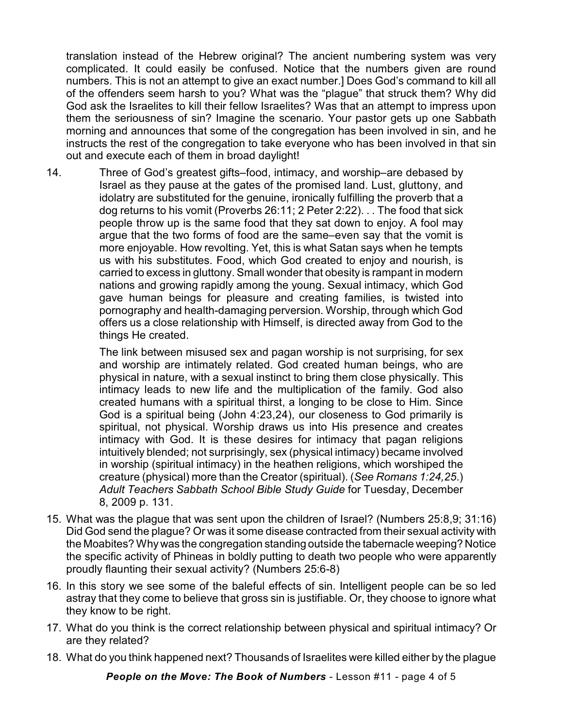translation instead of the Hebrew original? The ancient numbering system was very complicated. It could easily be confused. Notice that the numbers given are round numbers. This is not an attempt to give an exact number.] Does God's command to kill all of the offenders seem harsh to you? What was the "plague" that struck them? Why did God ask the Israelites to kill their fellow Israelites? Was that an attempt to impress upon them the seriousness of sin? Imagine the scenario. Your pastor gets up one Sabbath morning and announces that some of the congregation has been involved in sin, and he instructs the rest of the congregation to take everyone who has been involved in that sin out and execute each of them in broad daylight!

14. Three of God's greatest gifts–food, intimacy, and worship–are debased by Israel as they pause at the gates of the promised land. Lust, gluttony, and idolatry are substituted for the genuine, ironically fulfilling the proverb that a dog returns to his vomit (Proverbs 26:11; 2 Peter 2:22). . . The food that sick people throw up is the same food that they sat down to enjoy. A fool may argue that the two forms of food are the same–even say that the vomit is more enjoyable. How revolting. Yet, this is what Satan says when he tempts us with his substitutes. Food, which God created to enjoy and nourish, is carried to excess in gluttony. Small wonder that obesity is rampant in modern nations and growing rapidly among the young. Sexual intimacy, which God gave human beings for pleasure and creating families, is twisted into pornography and health-damaging perversion. Worship, through which God offers us a close relationship with Himself, is directed away from God to the things He created.

    The link between misused sex and pagan worship is not surprising, for sex and worship are intimately related. God created human beings, who are physical in nature, with a sexual instinct to bring them close physically. This intimacy leads to new life and the multiplication of the family. God also created humans with a spiritual thirst, a longing to be close to Him. Since God is a spiritual being (John 4:23,24), our closeness to God primarily is spiritual, not physical. Worship draws us into His presence and creates intimacy with God. It is these desires for intimacy that pagan religions intuitively blended; not surprisingly, sex (physical intimacy) became involved in worship (spiritual intimacy) in the heathen religions, which worshiped the creature (physical) more than the Creator (spiritual). (*See Romans 1:24,25.*) *Adult Teachers Sabbath School Bible Study Guide* for Tuesday, December 8, 2009 p. 131.

15. What was the plague that was sent upon the children of Israel? (Numbers 25:8,9; 31:16) Did God send the plague? Or was it some disease contracted from their sexual activity with the Moabites? Why was the congregation standing outside the tabernacle weeping? Notice the specific activity of Phineas in boldly putting to death two people who were apparently proudly flaunting their sexual activity? (Numbers 25:6-8)

16. In this story we see some of the baleful effects of sin. Intelligent people can be so led astray that they come to believe that gross sin is justifiable. Or, they choose to ignore what they know to be right.

17. What do you think is the correct relationship between physical and spiritual intimacy? Or are they related?

18. What do you think happened next? Thousands of Israelites were killed either by the plague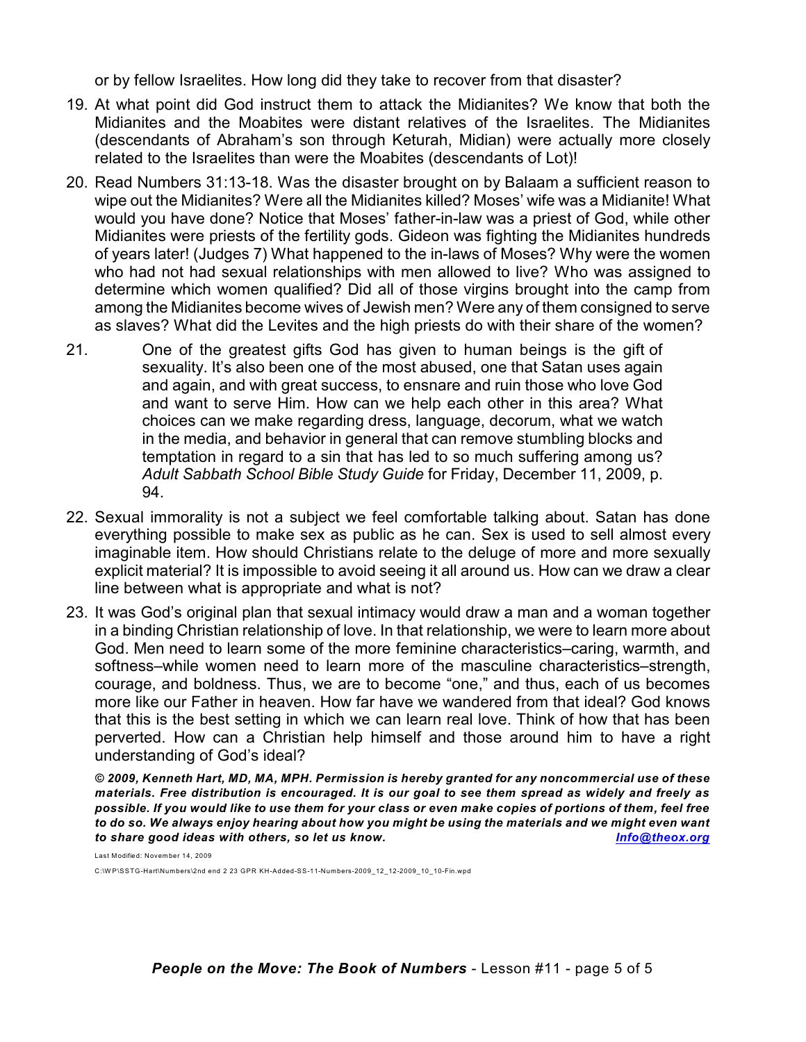or by fellow Israelites. How long did they take to recover from that disaster?

19. At what point did God instruct them to attack the Midianites? We know that both the Midianites and the Moabites were distant relatives of the Israelites. The Midianites (descendants of Abraham's son through Keturah, Midian) were actually more closely related to the Israelites than were the Moabites (descendants of Lot)!

20. Read Numbers 31:13-18. Was the disaster brought on by Balaam a sufficient reason to wipe out the Midianites? Were all the Midianites killed? Moses' wife was a Midianite! What would you have done? Notice that Moses' father-in-law was a priest of God, while other Midianites were priests of the fertility gods. Gideon was fighting the Midianites hundreds of years later! (Judges 7) What happened to the in-laws of Moses? Why were the women who had not had sexual relationships with men allowed to live? Who was assigned to determine which women qualified? Did all of those virgins brought into the camp from among the Midianites become wives of Jewish men? Were any of them consigned to serve as slaves? What did the Levites and the high priests do with their share of the women?

21. One of the greatest gifts God has given to human beings is the gift of sexuality. It's also been one of the most abused, one that Satan uses again and again, and with great success, to ensnare and ruin those who love God and want to serve Him. How can we help each other in this area? What choices can we make regarding dress, language, decorum, what we watch in the media, and behavior in general that can remove stumbling blocks and temptation in regard to a sin that has led to so much suffering among us? *Adult Sabbath School Bible Study Guide* for Friday, December 11, 2009, p. 94.

22. Sexual immorality is not a subject we feel comfortable talking about. Satan has done everything possible to make sex as public as he can. Sex is used to sell almost every imaginable item. How should Christians relate to the deluge of more and more sexually explicit material? It is impossible to avoid seeing it all around us. How can we draw a clear line between what is appropriate and what is not?

23. It was God's original plan that sexual intimacy would draw a man and a woman together in a binding Christian relationship of love. In that relationship, we were to learn more about God. Men need to learn some of the more feminine characteristics–caring, warmth, and softness–while women need to learn more of the masculine characteristics–strength, courage, and boldness. Thus, we are to become "one," and thus, each of us becomes more like our Father in heaven. How far have we wandered from that ideal? God knows that this is the best setting in which we can learn real love. Think of how that has been perverted. How can a Christian help himself and those around him to have a right understanding of God's ideal?

***© 2009, Kenneth Hart, MD, MA, MPH. Permission is hereby granted for any noncommercial use of these materials. Free distribution is encouraged. It is our goal to see them spread as widely and freely as possible. If you would like to use them for your class or even make copies of portions of them, feel free to do so. We always enjoy hearing about how you might be using the materials and we might even want to share good ideas with others, so let us know.*** ***Info@theox.org***

Last Modified: November 14, 2009

C:\WP\SSTG-Hart\Numbers\2nd end 2 23 GPR KH-Added-SS-11-Numbers-2009_12_12-2009_10_10-Fin.wpd